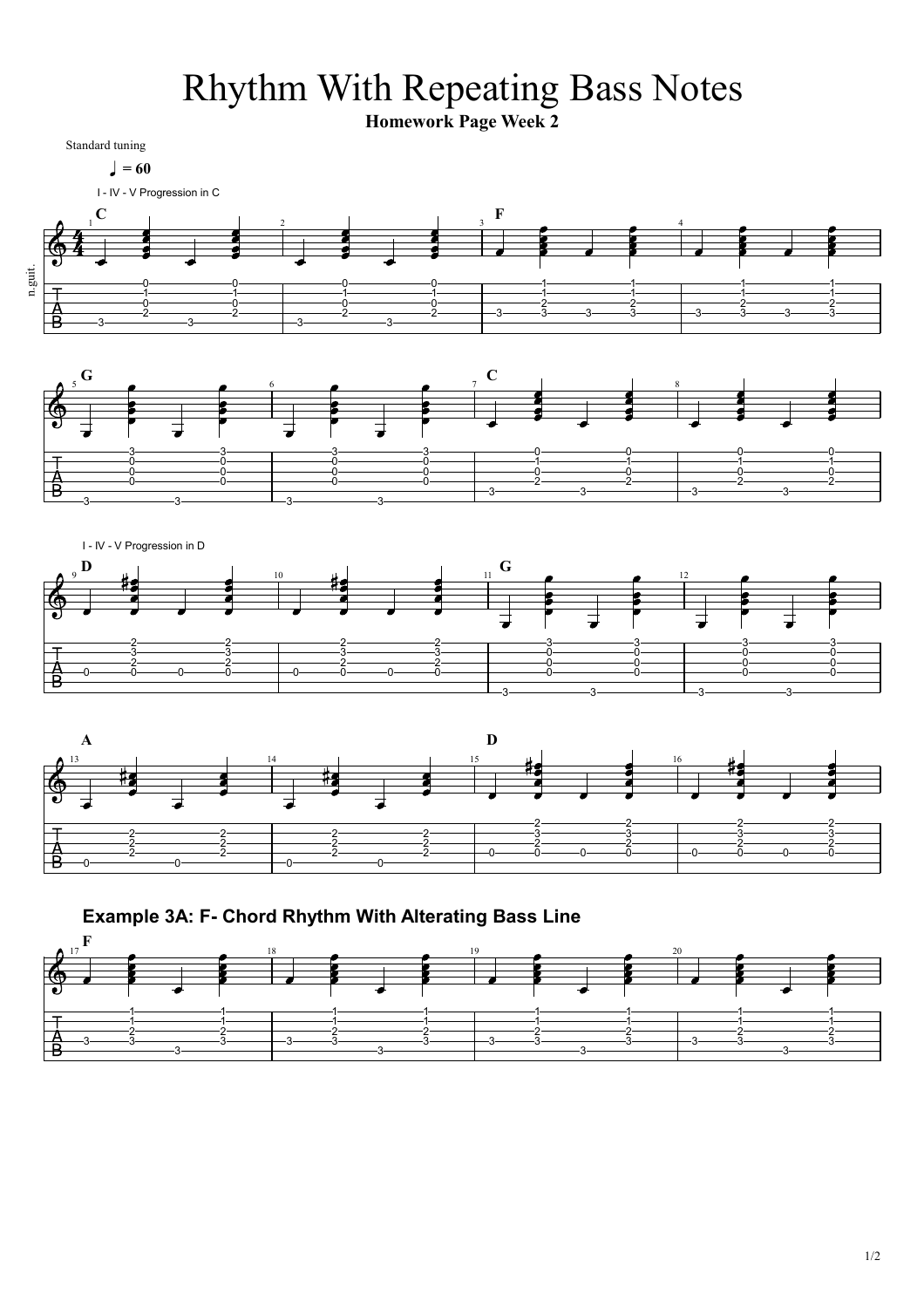# Rhythm With Repeating Bass Notes

**Homework Page Week 2**

Standard tuning

♩ = 60

I - IV - V Progression in C

C | | F | | G | | C |

I - IV - V Progression in D

D | | G | | A | | D |

### Example 3A: F- Chord Rhythm With Alterating Bass Line

F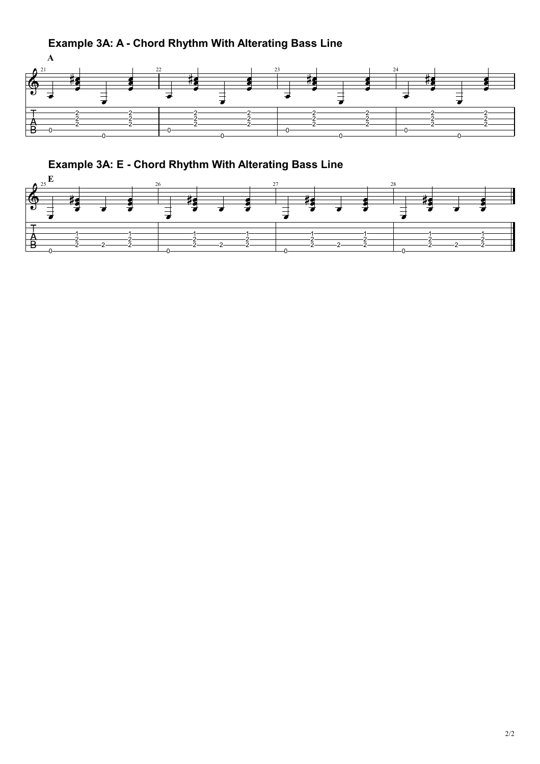## Example 3A: A - Chord Rhythm With Alterating Bass Line

## Example 3A: E - Chord Rhythm With Alterating Bass Line